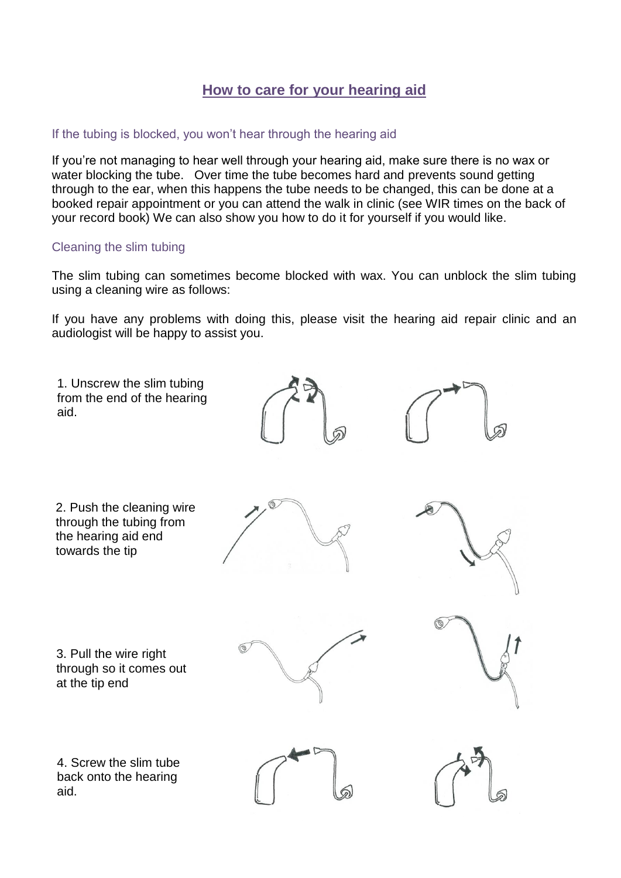# How to care for your hearing aid

## If the tubing is blocked, you won't hear through the hearing aid

If you're not managing to hear well through your hearing aid, make sure there is no wax or water blocking the tube. Over time the tube becomes hard and prevents sound getting through to the ear, when this happens the tube needs to be changed, this can be done at a booked repair appointment or you can attend the walk in clinic (see WIR times on the back of your record book) We can also show you how to do it for yourself if you would like.

## Cleaning the slim tubing

The slim tubing can sometimes become blocked with wax. You can unblock the slim tubing using a cleaning wire as follows:

If you have any problems with doing this, please visit the hearing aid repair clinic and an audiologist will be happy to assist you.

1. Unscrew the slim tubing from the end of the hearing aid.

2. Push the cleaning wire through the tubing from the hearing aid end towards the tip

3. Pull the wire right through so it comes out at the tip end

4. Screw the slim tube back onto the hearing aid.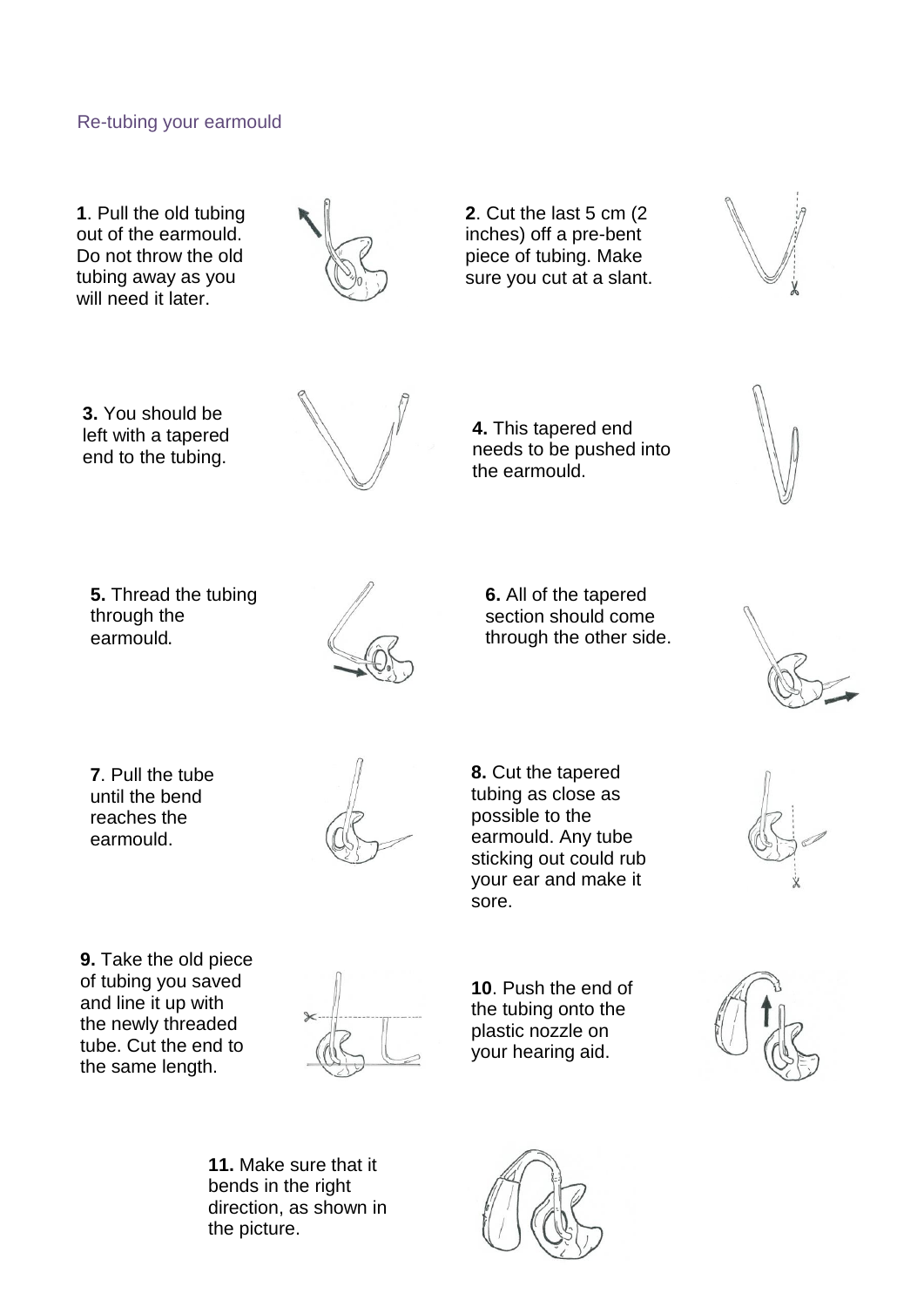## Re-tubing your earmould

**1**. Pull the old tubing out of the earmould. Do not throw the old tubing away as you will need it later.

**2**. Cut the last 5 cm (2 inches) off a pre-bent piece of tubing. Make sure you cut at a slant.

**3.** You should be left with a tapered end to the tubing.

**4.** This tapered end needs to be pushed into the earmould.

**5.** Thread the tubing through the earmould.

**6.** All of the tapered section should come through the other side.

**7**. Pull the tube until the bend reaches the earmould.

**8.** Cut the tapered tubing as close as possible to the earmould. Any tube sticking out could rub your ear and make it sore.

**9.** Take the old piece of tubing you saved and line it up with the newly threaded tube. Cut the end to the same length.

**10**. Push the end of the tubing onto the plastic nozzle on your hearing aid.

**11.** Make sure that it bends in the right direction, as shown in the picture.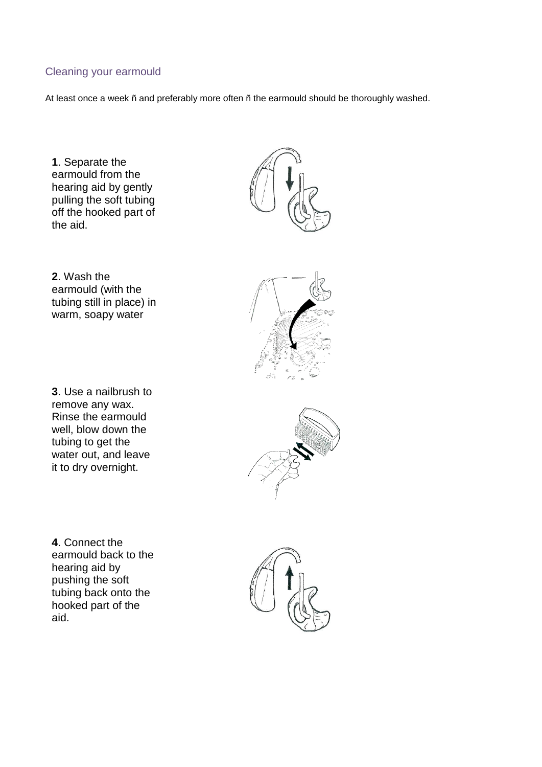## Cleaning your earmould

At least once a week ñ and preferably more often ñ the earmould should be thoroughly washed.

**1**. Separate the earmould from the hearing aid by gently pulling the soft tubing off the hooked part of the aid.

**2**. Wash the earmould (with the tubing still in place) in warm, soapy water

**3**. Use a nailbrush to remove any wax. Rinse the earmould well, blow down the tubing to get the water out, and leave it to dry overnight.

**4**. Connect the earmould back to the hearing aid by pushing the soft tubing back onto the hooked part of the aid.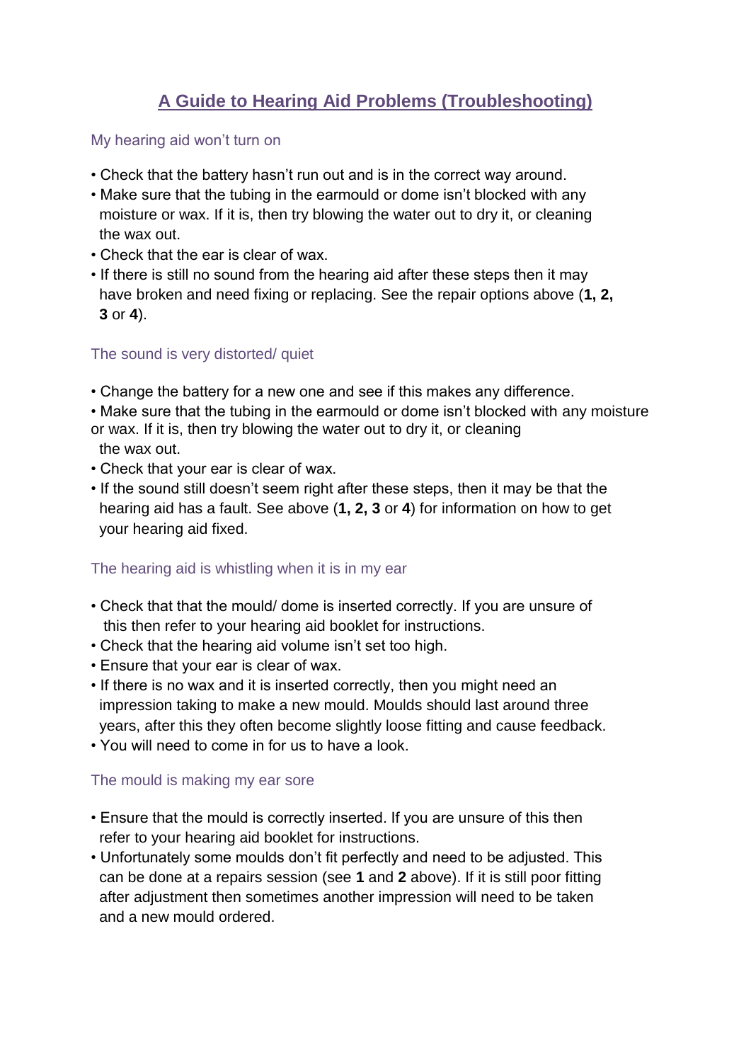# A Guide to Hearing Aid Problems (Troubleshooting)

## My hearing aid won't turn on

- Check that the battery hasn't run out and is in the correct way around.
- Make sure that the tubing in the earmould or dome isn't blocked with any moisture or wax. If it is, then try blowing the water out to dry it, or cleaning the wax out.
- Check that the ear is clear of wax.
- If there is still no sound from the hearing aid after these steps then it may have broken and need fixing or replacing. See the repair options above (**1, 2, 3** or **4**).

## The sound is very distorted/ quiet

- Change the battery for a new one and see if this makes any difference.
- Make sure that the tubing in the earmould or dome isn't blocked with any moisture or wax. If it is, then try blowing the water out to dry it, or cleaning the wax out.
- Check that your ear is clear of wax.
- If the sound still doesn't seem right after these steps, then it may be that the hearing aid has a fault. See above (**1, 2, 3** or **4**) for information on how to get your hearing aid fixed.

## The hearing aid is whistling when it is in my ear

- Check that that the mould/ dome is inserted correctly. If you are unsure of this then refer to your hearing aid booklet for instructions.
- Check that the hearing aid volume isn't set too high.
- Ensure that your ear is clear of wax.
- If there is no wax and it is inserted correctly, then you might need an impression taking to make a new mould. Moulds should last around three years, after this they often become slightly loose fitting and cause feedback.
- You will need to come in for us to have a look.

## The mould is making my ear sore

- Ensure that the mould is correctly inserted. If you are unsure of this then refer to your hearing aid booklet for instructions.
- Unfortunately some moulds don't fit perfectly and need to be adjusted. This can be done at a repairs session (see **1** and **2** above). If it is still poor fitting after adjustment then sometimes another impression will need to be taken and a new mould ordered.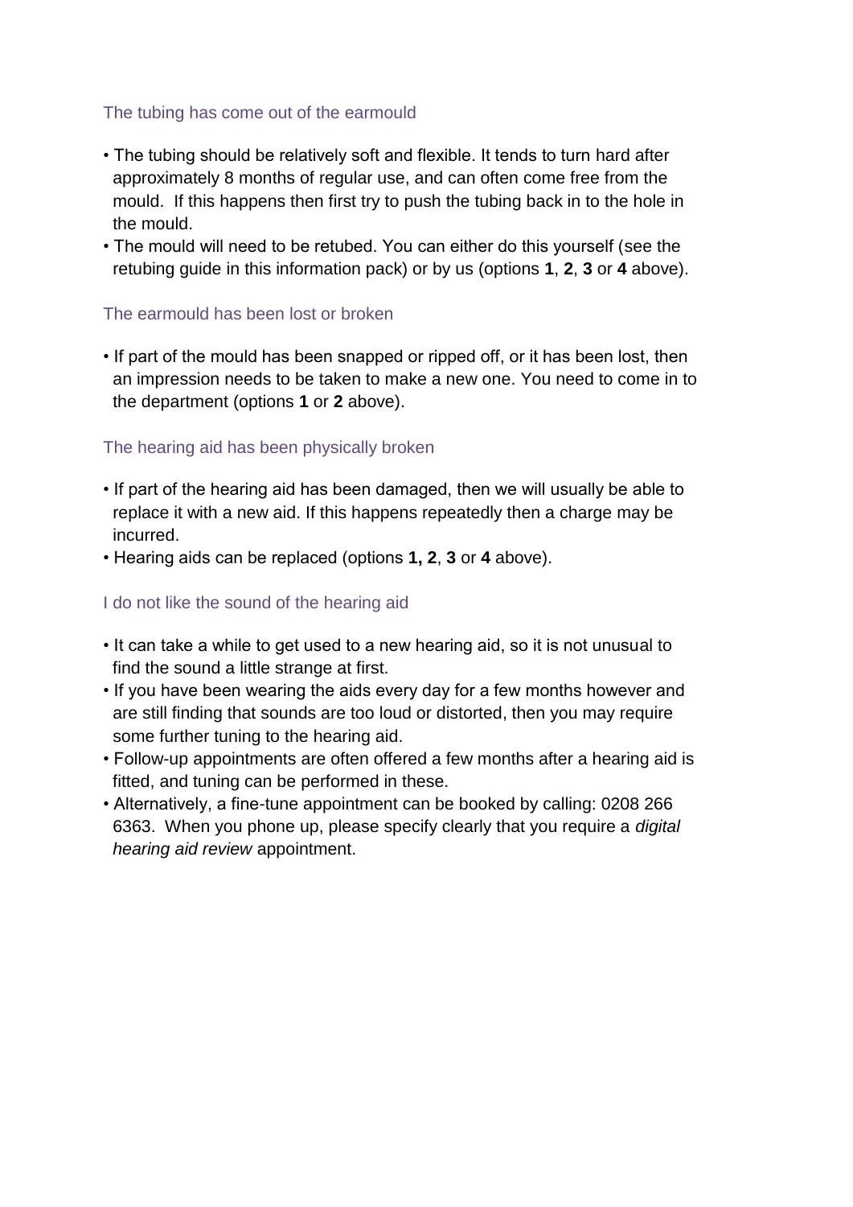### The tubing has come out of the earmould

- The tubing should be relatively soft and flexible. It tends to turn hard after approximately 8 months of regular use, and can often come free from the mould. If this happens then first try to push the tubing back in to the hole in the mould.
- The mould will need to be retubed. You can either do this yourself (see the retubing guide in this information pack) or by us (options **1**, **2**, **3** or **4** above).

### The earmould has been lost or broken

- If part of the mould has been snapped or ripped off, or it has been lost, then an impression needs to be taken to make a new one. You need to come in to the department (options **1** or **2** above).

### The hearing aid has been physically broken

- If part of the hearing aid has been damaged, then we will usually be able to replace it with a new aid. If this happens repeatedly then a charge may be incurred.
- Hearing aids can be replaced (options **1, 2**, **3** or **4** above).

### I do not like the sound of the hearing aid

- It can take a while to get used to a new hearing aid, so it is not unusual to find the sound a little strange at first.
- If you have been wearing the aids every day for a few months however and are still finding that sounds are too loud or distorted, then you may require some further tuning to the hearing aid.
- Follow-up appointments are often offered a few months after a hearing aid is fitted, and tuning can be performed in these.
- Alternatively, a fine-tune appointment can be booked by calling: 0208 266 6363. When you phone up, please specify clearly that you require a *digital hearing aid review* appointment.